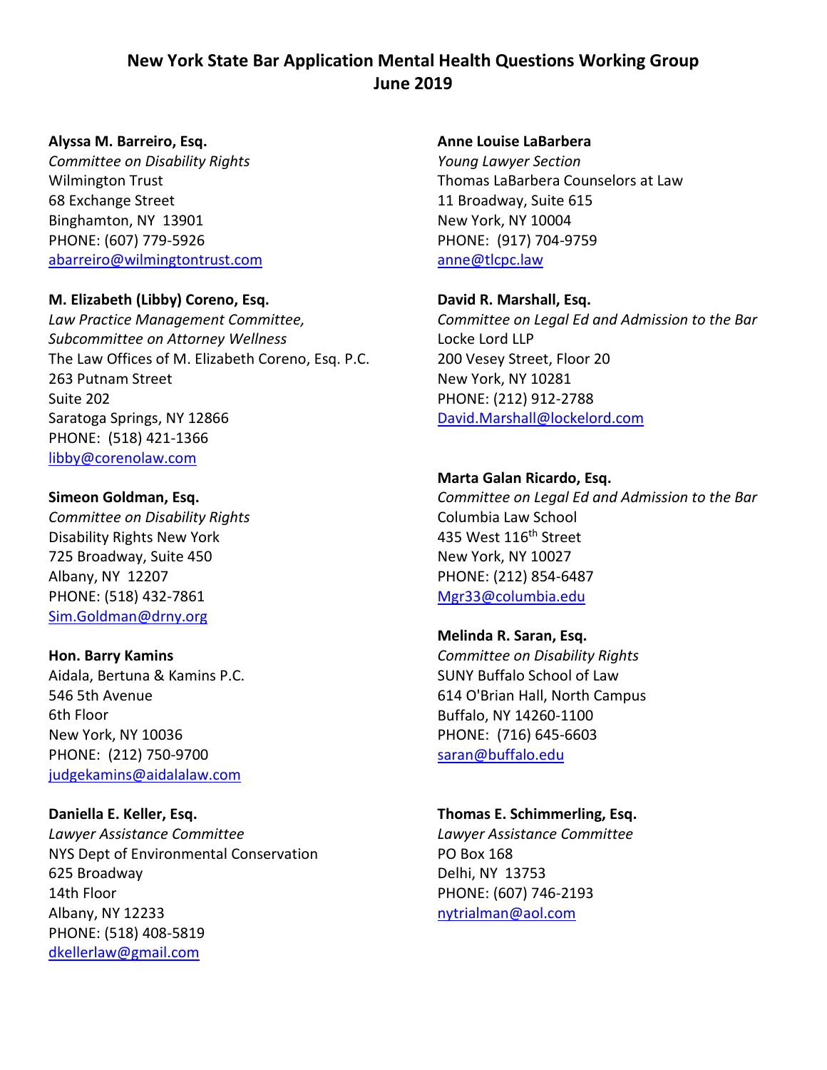# New York State Bar Application Mental Health Questions Working Group
## June 2019

**Alyssa M. Barreiro, Esq.**
*Committee on Disability Rights*
Wilmington Trust
68 Exchange Street
Binghamton, NY 13901
PHONE: (607) 779-5926
abarreiro@wilmingtontrust.com

**M. Elizabeth (Libby) Coreno, Esq.**
*Law Practice Management Committee, Subcommittee on Attorney Wellness*
The Law Offices of M. Elizabeth Coreno, Esq. P.C.
263 Putnam Street
Suite 202
Saratoga Springs, NY 12866
PHONE: (518) 421-1366
libby@corenolaw.com

**Simeon Goldman, Esq.**
*Committee on Disability Rights*
Disability Rights New York
725 Broadway, Suite 450
Albany, NY 12207
PHONE: (518) 432-7861
Sim.Goldman@drny.org

**Hon. Barry Kamins**
Aidala, Bertuna & Kamins P.C.
546 5th Avenue
6th Floor
New York, NY 10036
PHONE: (212) 750-9700
judgekamins@aidalalaw.com

**Daniella E. Keller, Esq.**
*Lawyer Assistance Committee*
NYS Dept of Environmental Conservation
625 Broadway
14th Floor
Albany, NY 12233
PHONE: (518) 408-5819
dkellerlaw@gmail.com

**Anne Louise LaBarbera**
*Young Lawyer Section*
Thomas LaBarbera Counselors at Law
11 Broadway, Suite 615
New York, NY 10004
PHONE: (917) 704-9759
anne@tlcpc.law

**David R. Marshall, Esq.**
*Committee on Legal Ed and Admission to the Bar*
Locke Lord LLP
200 Vesey Street, Floor 20
New York, NY 10281
PHONE: (212) 912-2788
David.Marshall@lockelord.com

**Marta Galan Ricardo, Esq.**
*Committee on Legal Ed and Admission to the Bar*
Columbia Law School
435 West 116th Street
New York, NY 10027
PHONE: (212) 854-6487
Mgr33@columbia.edu

**Melinda R. Saran, Esq.**
*Committee on Disability Rights*
SUNY Buffalo School of Law
614 O'Brian Hall, North Campus
Buffalo, NY 14260-1100
PHONE: (716) 645-6603
saran@buffalo.edu

**Thomas E. Schimmerling, Esq.**
*Lawyer Assistance Committee*
PO Box 168
Delhi, NY 13753
PHONE: (607) 746-2193
nytrialman@aol.com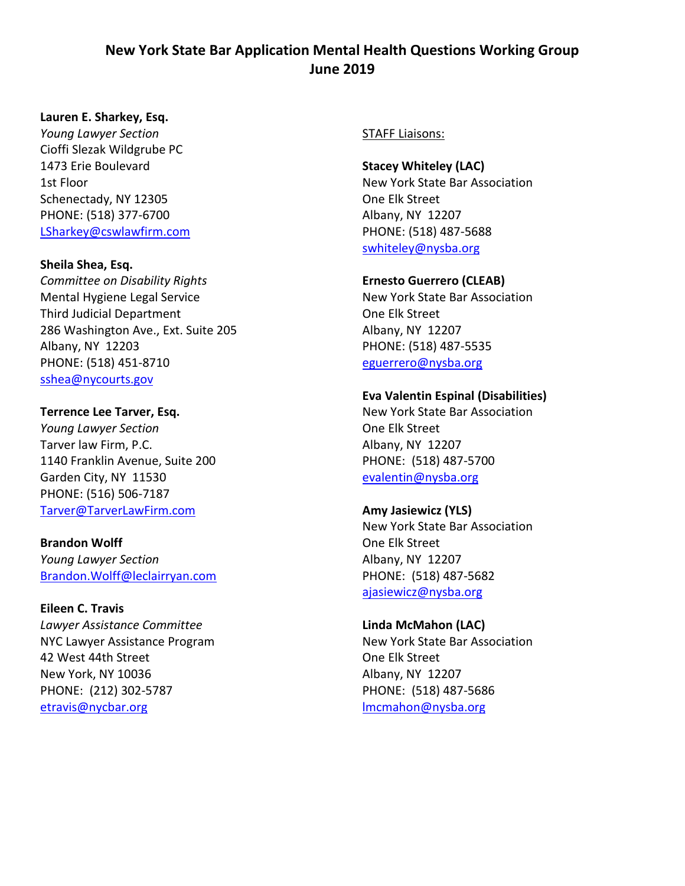## New York State Bar Application Mental Health Questions Working Group
## June 2019

**Lauren E. Sharkey, Esq.**
*Young Lawyer Section*
Cioffi Slezak Wildgrube PC
1473 Erie Boulevard
1st Floor
Schenectady, NY 12305
PHONE: (518) 377-6700
LSharkey@cswlawfirm.com

**Sheila Shea, Esq.**
*Committee on Disability Rights*
Mental Hygiene Legal Service
Third Judicial Department
286 Washington Ave., Ext. Suite 205
Albany, NY 12203
PHONE: (518) 451-8710
sshea@nycourts.gov

**Terrence Lee Tarver, Esq.**
*Young Lawyer Section*
Tarver law Firm, P.C.
1140 Franklin Avenue, Suite 200
Garden City, NY 11530
PHONE: (516) 506-7187
Tarver@TarverLawFirm.com

**Brandon Wolff**
*Young Lawyer Section*
Brandon.Wolff@leclairryan.com

**Eileen C. Travis**
*Lawyer Assistance Committee*
NYC Lawyer Assistance Program
42 West 44th Street
New York, NY 10036
PHONE: (212) 302-5787
etravis@nycbar.org

STAFF Liaisons:

**Stacey Whiteley (LAC)**
New York State Bar Association
One Elk Street
Albany, NY 12207
PHONE: (518) 487-5688
swhiteley@nysba.org

**Ernesto Guerrero (CLEAB)**
New York State Bar Association
One Elk Street
Albany, NY 12207
PHONE: (518) 487-5535
eguerrero@nysba.org

**Eva Valentin Espinal (Disabilities)**
New York State Bar Association
One Elk Street
Albany, NY 12207
PHONE: (518) 487-5700
evalentin@nysba.org

**Amy Jasiewicz (YLS)**
New York State Bar Association
One Elk Street
Albany, NY 12207
PHONE: (518) 487-5682
ajasiewicz@nysba.org

**Linda McMahon (LAC)**
New York State Bar Association
One Elk Street
Albany, NY 12207
PHONE: (518) 487-5686
lmcmahon@nysba.org